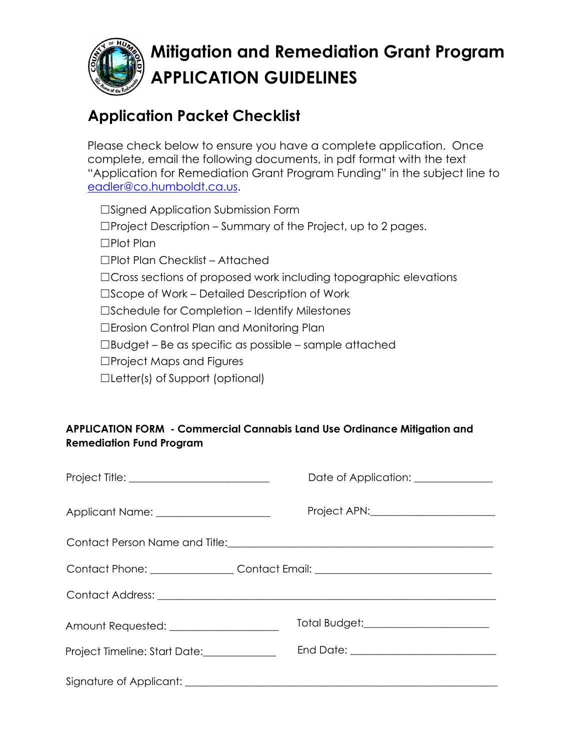# Mitigation and Remediation Grant Program
# APPLICATION GUIDELINES

## Application Packet Checklist

Please check below to ensure you have a complete application. Once complete, email the following documents, in pdf format with the text "Application for Remediation Grant Program Funding" in the subject line to eadler@co.humboldt.ca.us.

- ☐Signed Application Submission Form
- ☐Project Description – Summary of the Project, up to 2 pages.
- ☐Plot Plan
- ☐Plot Plan Checklist – Attached
- ☐Cross sections of proposed work including topographic elevations
- ☐Scope of Work – Detailed Description of Work
- ☐Schedule for Completion – Identify Milestones
- ☐Erosion Control Plan and Monitoring Plan
- ☐Budget – Be as specific as possible – sample attached
- ☐Project Maps and Figures
- ☐Letter(s) of Support (optional)

**APPLICATION FORM - Commercial Cannabis Land Use Ordinance Mitigation and Remediation Fund Program**

Project Title: ________________________ Date of Application: ______________

Applicant Name: ____________________ Project APN: ______________________

Contact Person Name and Title: ______________________________________________

Contact Phone: ______________ Contact Email: ________________________________

Contact Address: _______________________________________________________

Amount Requested: __________________ Total Budget: ______________________

Project Timeline: Start Date: ____________ End Date: _________________________

Signature of Applicant: ___________________________________________________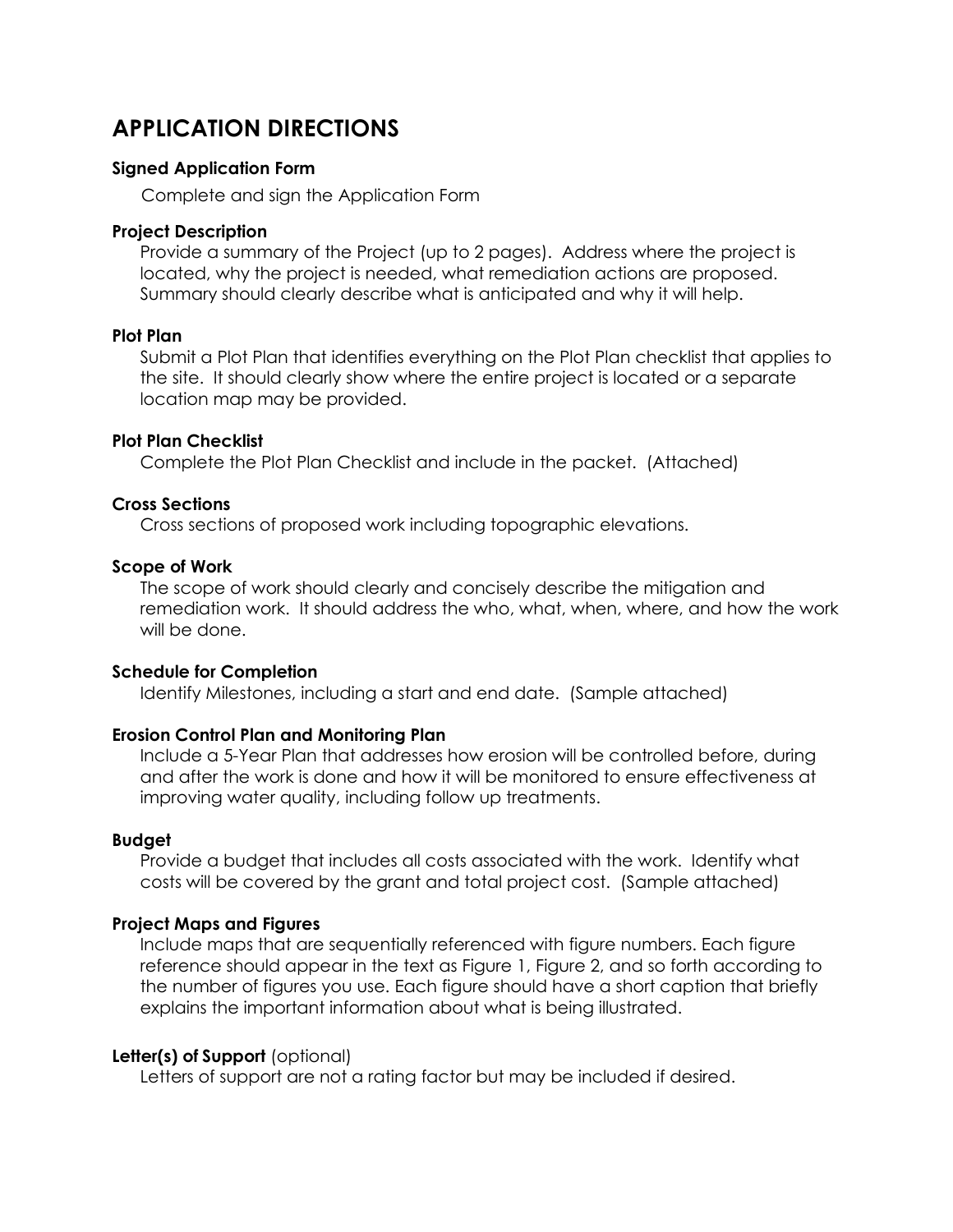# APPLICATION DIRECTIONS

**Signed Application Form**

Complete and sign the Application Form

**Project Description**

Provide a summary of the Project (up to 2 pages). Address where the project is located, why the project is needed, what remediation actions are proposed. Summary should clearly describe what is anticipated and why it will help.

**Plot Plan**

Submit a Plot Plan that identifies everything on the Plot Plan checklist that applies to the site. It should clearly show where the entire project is located or a separate location map may be provided.

**Plot Plan Checklist**

Complete the Plot Plan Checklist and include in the packet. (Attached)

**Cross Sections**

Cross sections of proposed work including topographic elevations.

**Scope of Work**

The scope of work should clearly and concisely describe the mitigation and remediation work. It should address the who, what, when, where, and how the work will be done.

**Schedule for Completion**

Identify Milestones, including a start and end date. (Sample attached)

**Erosion Control Plan and Monitoring Plan**

Include a 5-Year Plan that addresses how erosion will be controlled before, during and after the work is done and how it will be monitored to ensure effectiveness at improving water quality, including follow up treatments.

**Budget**

Provide a budget that includes all costs associated with the work. Identify what costs will be covered by the grant and total project cost. (Sample attached)

**Project Maps and Figures**

Include maps that are sequentially referenced with figure numbers. Each figure reference should appear in the text as Figure 1, Figure 2, and so forth according to the number of figures you use. Each figure should have a short caption that briefly explains the important information about what is being illustrated.

**Letter(s) of Support** (optional)

Letters of support are not a rating factor but may be included if desired.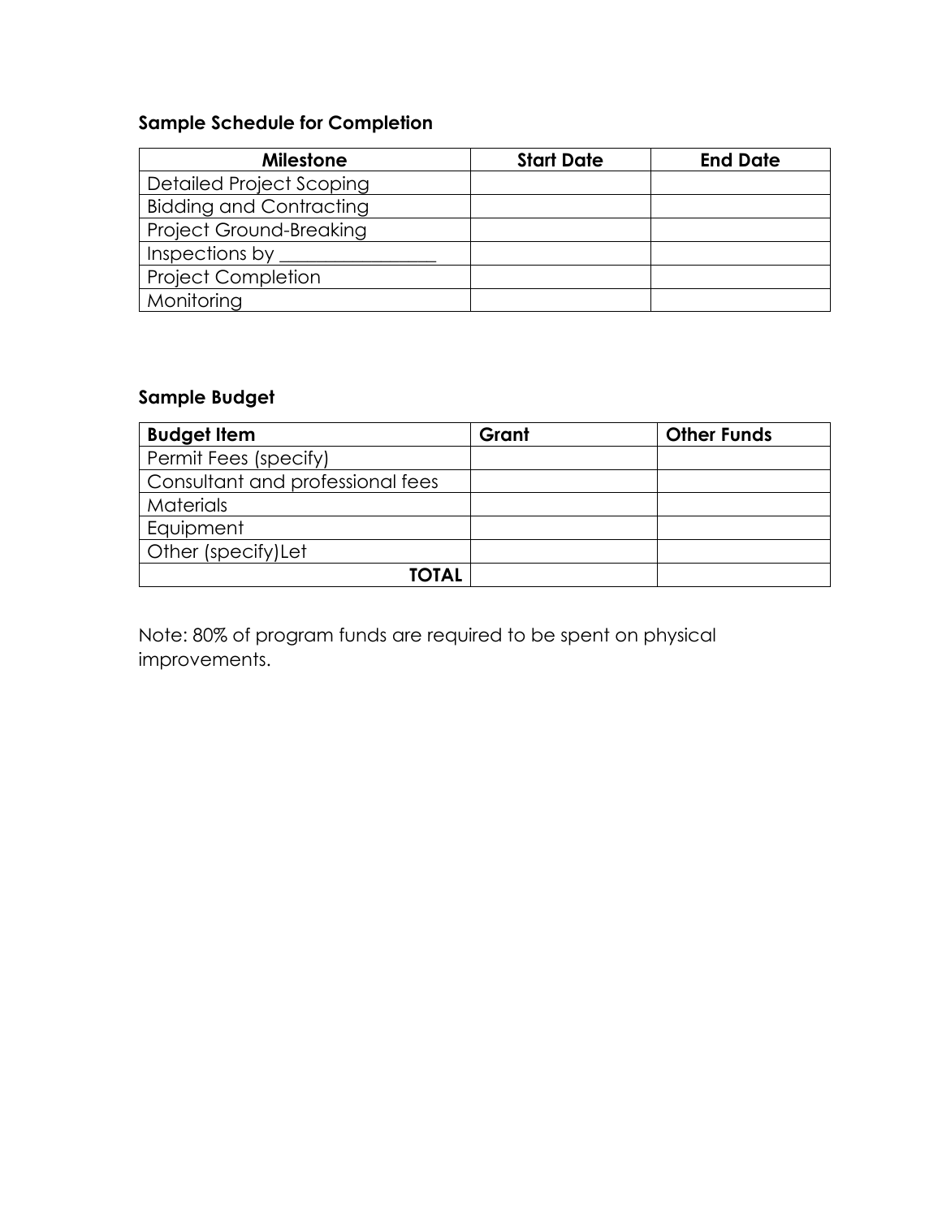**Sample Schedule for Completion**

| Milestone | Start Date | End Date |
|---|---|---|
| Detailed Project Scoping | | |
| Bidding and Contracting | | |
| Project Ground-Breaking | | |
| Inspections by ________________ | | |
| Project Completion | | |
| Monitoring | | |

**Sample Budget**

| Budget Item | Grant | Other Funds |
|---|---|---|
| Permit Fees (specify) | | |
| Consultant and professional fees | | |
| Materials | | |
| Equipment | | |
| Other (specify)Let | | |
| **TOTAL** | | |

Note: 80% of program funds are required to be spent on physical improvements.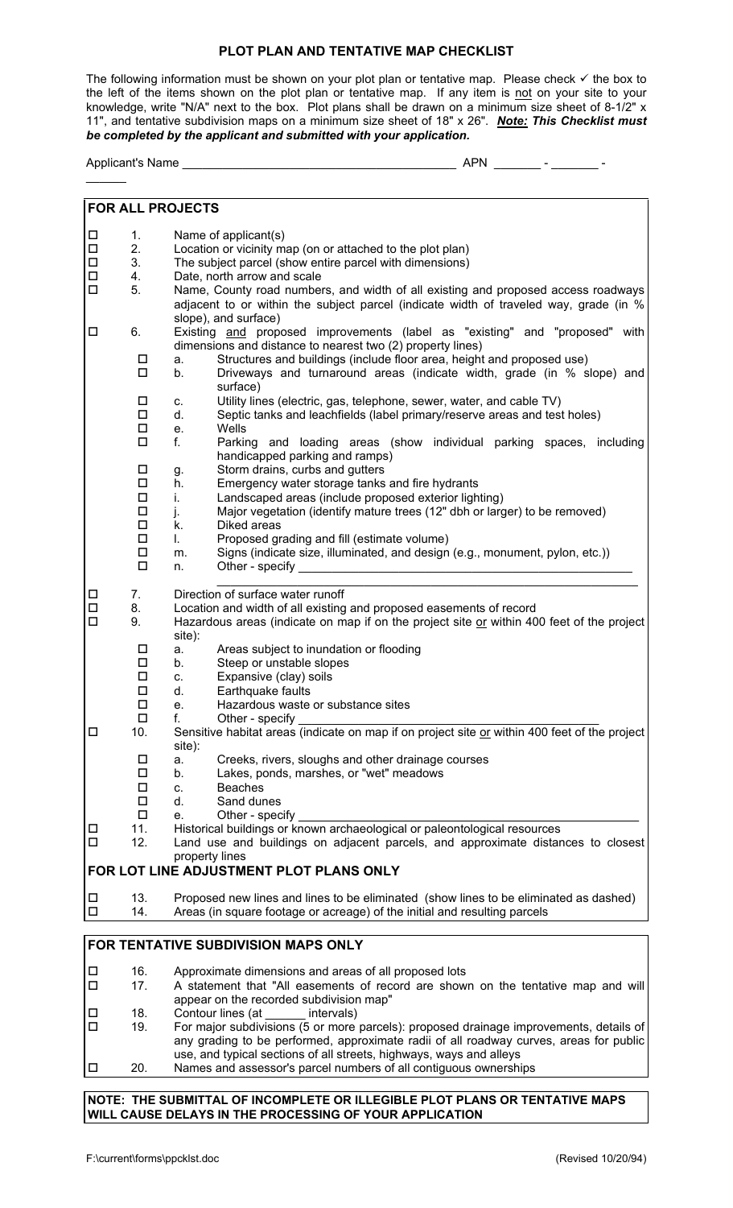# PLOT PLAN AND TENTATIVE MAP CHECKLIST

The following information must be shown on your plot plan or tentative map. Please check ✓ the box to the left of the items shown on the plot plan or tentative map. If any item is not on your site to your knowledge, write "N/A" next to the box. Plot plans shall be drawn on a minimum size sheet of 8-1/2" x 11", and tentative subdivision maps on a minimum size sheet of 18" x 26". ***Note: This Checklist must be completed by the applicant and submitted with your application.***

Applicant's Name ________________________________ APN _______ - _______ - ______

## FOR ALL PROJECTS

- ☐ 1. Name of applicant(s)
- ☐ 2. Location or vicinity map (on or attached to the plot plan)
- ☐ 3. The subject parcel (show entire parcel with dimensions)
- ☐ 4. Date, north arrow and scale
- ☐ 5. Name, County road numbers, and width of all existing and proposed access roadways adjacent to or within the subject parcel (indicate width of traveled way, grade (in % slope), and surface)
- ☐ 6. Existing and proposed improvements (label as "existing" and "proposed" with dimensions and distance to nearest two (2) property lines)
  - ☐ a. Structures and buildings (include floor area, height and proposed use)
  - ☐ b. Driveways and turnaround areas (indicate width, grade (in % slope) and surface)
  - ☐ c. Utility lines (electric, gas, telephone, sewer, water, and cable TV)
  - ☐ d. Septic tanks and leachfields (label primary/reserve areas and test holes)
  - ☐ e. Wells
  - ☐ f. Parking and loading areas (show individual parking spaces, including handicapped parking and ramps)
  - ☐ g. Storm drains, curbs and gutters
  - ☐ h. Emergency water storage tanks and fire hydrants
  - ☐ i. Landscaped areas (include proposed exterior lighting)
  - ☐ j. Major vegetation (identify mature trees (12" dbh or larger) to be removed)
  - ☐ k. Diked areas
  - ☐ l. Proposed grading and fill (estimate volume)
  - ☐ m. Signs (indicate size, illuminated, and design (e.g., monument, pylon, etc.))
  - ☐ n. Other - specify ________________________________
- ☐ 7. Direction of surface water runoff
- ☐ 8. Location and width of all existing and proposed easements of record
- ☐ 9. Hazardous areas (indicate on map if on the project site or within 400 feet of the project site):
  - ☐ a. Areas subject to inundation or flooding
  - ☐ b. Steep or unstable slopes
  - ☐ c. Expansive (clay) soils
  - ☐ d. Earthquake faults
  - ☐ e. Hazardous waste or substance sites
  - ☐ f. Other - specify ________________________________
- ☐ 10. Sensitive habitat areas (indicate on map if on project site or within 400 feet of the project site):
  - ☐ a. Creeks, rivers, sloughs and other drainage courses
  - ☐ b. Lakes, ponds, marshes, or "wet" meadows
  - ☐ c. Beaches
  - ☐ d. Sand dunes
  - ☐ e. Other - specify ________________________________
- ☐ 11. Historical buildings or known archaeological or paleontological resources
- ☐ 12. Land use and buildings on adjacent parcels, and approximate distances to closest property lines

## FOR LOT LINE ADJUSTMENT PLOT PLANS ONLY

- ☐ 13. Proposed new lines and lines to be eliminated (show lines to be eliminated as dashed)
- ☐ 14. Areas (in square footage or acreage) of the initial and resulting parcels

## FOR TENTATIVE SUBDIVISION MAPS ONLY

- ☐ 16. Approximate dimensions and areas of all proposed lots
- ☐ 17. A statement that "All easements of record are shown on the tentative map and will appear on the recorded subdivision map"
- ☐ 18. Contour lines (at ______ intervals)
- ☐ 19. For major subdivisions (5 or more parcels): proposed drainage improvements, details of any grading to be performed, approximate radii of all roadway curves, areas for public use, and typical sections of all streets, highways, ways and alleys
- ☐ 20. Names and assessor's parcel numbers of all contiguous ownerships

**NOTE: THE SUBMITTAL OF INCOMPLETE OR ILLEGIBLE PLOT PLANS OR TENTATIVE MAPS WILL CAUSE DELAYS IN THE PROCESSING OF YOUR APPLICATION**

F:\current\forms\ppcklst.doc (Revised 10/20/94)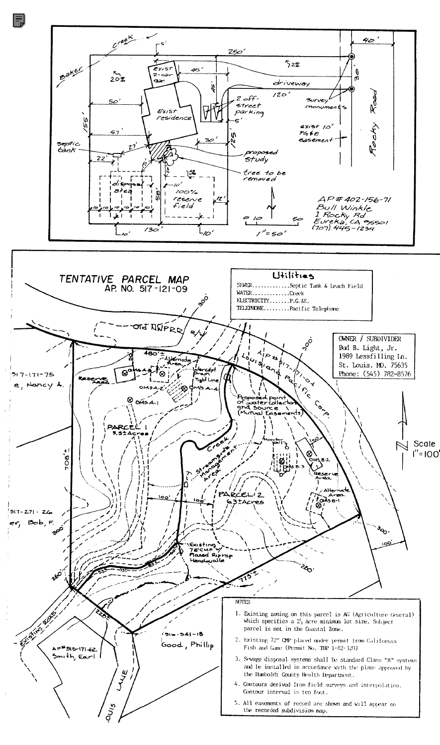Baker Creek

5'

250'

2%

40'

20%

Exist 2-car gar.

45'

15'

30'

driveway

120'

survey monuments

Rocky Road

50'

155'

Exist residence

2 off-street parking

5'

exist 10' PG&E easement

57'

septic tank

27'

30'

125'

22'

15'

proposed study

tree to be removed

20'

5%

disposal area

10'

58'

100% reserve field

12'

10' 10' 10' 10' 10' 10'

10'

130'

10'

0 10 50

1" = 50'

AP# 402-156-71
Bull Winkle
1 Rocky Rd
Eureka, CA 95501
(707) 445-1234

# TENTATIVE PARCEL MAP
## AP. NO. 517-121-09

**Utilities**

SEWER............Septic Tank & Leach Field
WATER.............Creek
ELECTRICITY.......P.G.&E.
TELEPHONE.........Pacific Telephone

OWNER / SUBDIVIDER
Bud B. Light, Jr.
1989 Lessfilling Ln.
St. Louis. MO. 75635
Phone: (545) 782-8576

Old NWPRR R/W

300'

480'±

Alternate Area

Reserve Area

OMS A-3

OMS A-2

OMS A-4

Intercept Drain Tight Line

OMS A-1

517-171-75
..e, Nancy A.

A/P # 517-171-04
Louisiana Pacific Corp.

Proposed point of water collection and source (Mutual Easements)

PARCEL 1
5.5± Acres

Creek

Streamside Management Area

Monitor well

OMS B-3

OMS B-2

Reserve Area

Alternate Area

OMS B-1

708'±

PARCEL 2
6.3± Acres

100'

100'

517-271-26
..er, Bob, F.

Scale
1" = 100'

300'

100'

Existing 72" CMP w/ Placed Riprap Headwalls

260'

260'

775'±

228'±

Existing Road

516-341-18
Good, Phillip

AP# 515-171-62
Smith, Earl

Louis Lane

NOTES

1. Existing zoning on this parcel is AG (Agriculture General) which specifies a 2½ Acre minimum lot size. Subject parcel is not in the Coastal Zone.
2. Existing 72" CMP placed under permit from California Fish and Game (Permit No. THP 1-82-320)
3. Sewage disposal systems shall be standard Class "A" systems and be installed in accordance with the plans approved by the Humboldt County Health Department.
4. Contours derived from field surveys and interpolation. Contour interval is ten foot.
5. All easements of record are shown and will appear on the recorded subdivision map.